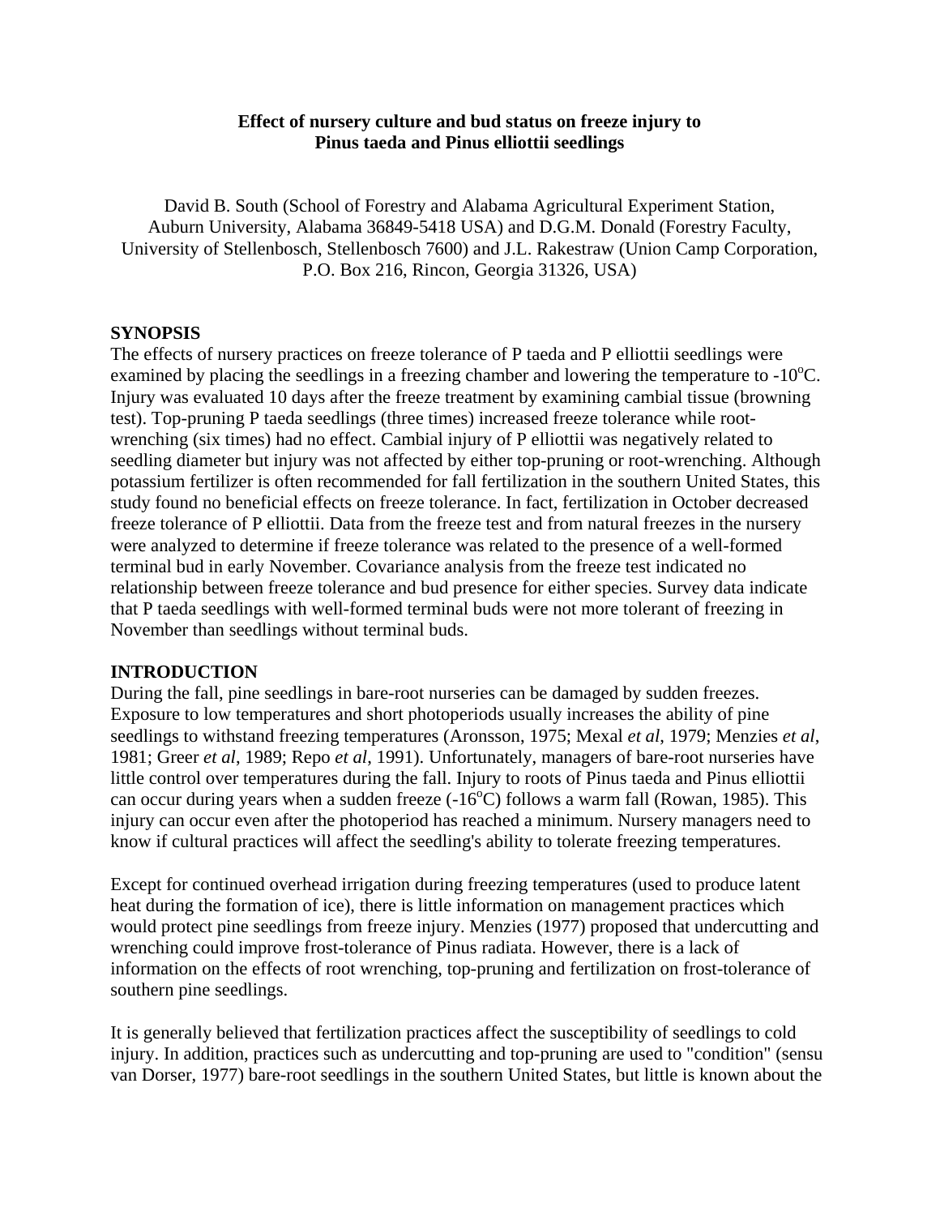# Effect of nursery culture and bud status on freeze injury to Pinus taeda and Pinus elliottii seedlings

David B. South (School of Forestry and Alabama Agricultural Experiment Station, Auburn University, Alabama 36849-5418 USA) and D.G.M. Donald (Forestry Faculty, University of Stellenbosch, Stellenbosch 7600) and J.L. Rakestraw (Union Camp Corporation, P.O. Box 216, Rincon, Georgia 31326, USA)

## SYNOPSIS

The effects of nursery practices on freeze tolerance of P taeda and P elliottii seedlings were examined by placing the seedlings in a freezing chamber and lowering the temperature to -10$^{o}$C. Injury was evaluated 10 days after the freeze treatment by examining cambial tissue (browning test). Top-pruning P taeda seedlings (three times) increased freeze tolerance while root-wrenching (six times) had no effect. Cambial injury of P elliottii was negatively related to seedling diameter but injury was not affected by either top-pruning or root-wrenching. Although potassium fertilizer is often recommended for fall fertilization in the southern United States, this study found no beneficial effects on freeze tolerance. In fact, fertilization in October decreased freeze tolerance of P elliottii. Data from the freeze test and from natural freezes in the nursery were analyzed to determine if freeze tolerance was related to the presence of a well-formed terminal bud in early November. Covariance analysis from the freeze test indicated no relationship between freeze tolerance and bud presence for either species. Survey data indicate that P taeda seedlings with well-formed terminal buds were not more tolerant of freezing in November than seedlings without terminal buds.

## INTRODUCTION

During the fall, pine seedlings in bare-root nurseries can be damaged by sudden freezes. Exposure to low temperatures and short photoperiods usually increases the ability of pine seedlings to withstand freezing temperatures (Aronsson, 1975; Mexal *et al*, 1979; Menzies *et al*, 1981; Greer *et al*, 1989; Repo *et al*, 1991). Unfortunately, managers of bare-root nurseries have little control over temperatures during the fall. Injury to roots of Pinus taeda and Pinus elliottii can occur during years when a sudden freeze (-16$^{o}$C) follows a warm fall (Rowan, 1985). This injury can occur even after the photoperiod has reached a minimum. Nursery managers need to know if cultural practices will affect the seedling's ability to tolerate freezing temperatures.

Except for continued overhead irrigation during freezing temperatures (used to produce latent heat during the formation of ice), there is little information on management practices which would protect pine seedlings from freeze injury. Menzies (1977) proposed that undercutting and wrenching could improve frost-tolerance of Pinus radiata. However, there is a lack of information on the effects of root wrenching, top-pruning and fertilization on frost-tolerance of southern pine seedlings.

It is generally believed that fertilization practices affect the susceptibility of seedlings to cold injury. In addition, practices such as undercutting and top-pruning are used to "condition" (sensu van Dorser, 1977) bare-root seedlings in the southern United States, but little is known about the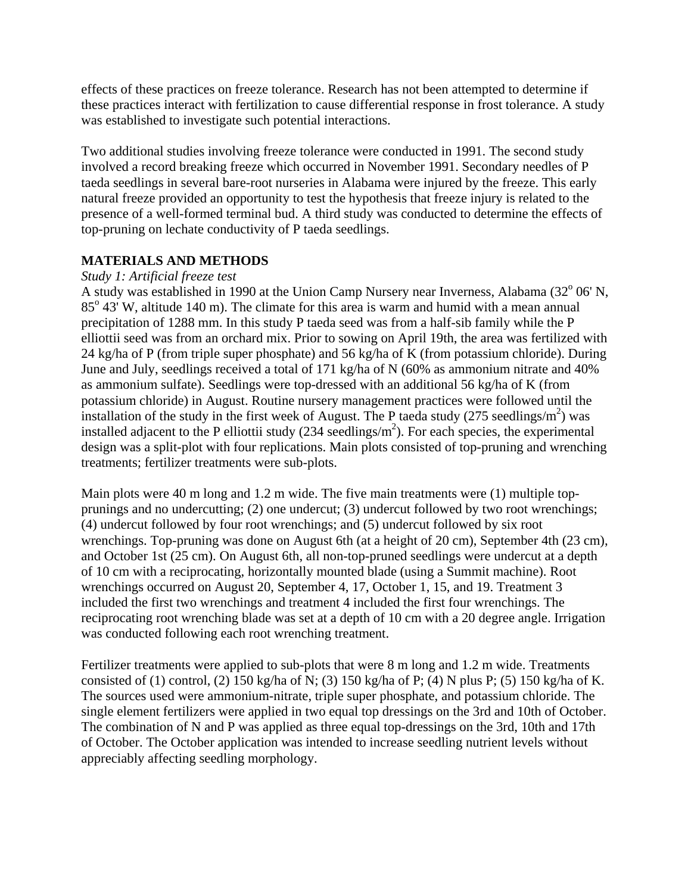effects of these practices on freeze tolerance. Research has not been attempted to determine if these practices interact with fertilization to cause differential response in frost tolerance. A study was established to investigate such potential interactions.

Two additional studies involving freeze tolerance were conducted in 1991. The second study involved a record breaking freeze which occurred in November 1991. Secondary needles of P taeda seedlings in several bare-root nurseries in Alabama were injured by the freeze. This early natural freeze provided an opportunity to test the hypothesis that freeze injury is related to the presence of a well-formed terminal bud. A third study was conducted to determine the effects of top-pruning on lechate conductivity of P taeda seedlings.

## MATERIALS AND METHODS

*Study 1: Artificial freeze test*

A study was established in 1990 at the Union Camp Nursery near Inverness, Alabama (32$^o$ 06' N, 85$^o$ 43' W, altitude 140 m). The climate for this area is warm and humid with a mean annual precipitation of 1288 mm. In this study P taeda seed was from a half-sib family while the P elliottii seed was from an orchard mix. Prior to sowing on April 19th, the area was fertilized with 24 kg/ha of P (from triple super phosphate) and 56 kg/ha of K (from potassium chloride). During June and July, seedlings received a total of 171 kg/ha of N (60% as ammonium nitrate and 40% as ammonium sulfate). Seedlings were top-dressed with an additional 56 kg/ha of K (from potassium chloride) in August. Routine nursery management practices were followed until the installation of the study in the first week of August. The P taeda study (275 seedlings/m$^2$) was installed adjacent to the P elliottii study (234 seedlings/m$^2$). For each species, the experimental design was a split-plot with four replications. Main plots consisted of top-pruning and wrenching treatments; fertilizer treatments were sub-plots.

Main plots were 40 m long and 1.2 m wide. The five main treatments were (1) multiple top-prunings and no undercutting; (2) one undercut; (3) undercut followed by two root wrenchings; (4) undercut followed by four root wrenchings; and (5) undercut followed by six root wrenchings. Top-pruning was done on August 6th (at a height of 20 cm), September 4th (23 cm), and October 1st (25 cm). On August 6th, all non-top-pruned seedlings were undercut at a depth of 10 cm with a reciprocating, horizontally mounted blade (using a Summit machine). Root wrenchings occurred on August 20, September 4, 17, October 1, 15, and 19. Treatment 3 included the first two wrenchings and treatment 4 included the first four wrenchings. The reciprocating root wrenching blade was set at a depth of 10 cm with a 20 degree angle. Irrigation was conducted following each root wrenching treatment.

Fertilizer treatments were applied to sub-plots that were 8 m long and 1.2 m wide. Treatments consisted of (1) control, (2) 150 kg/ha of N; (3) 150 kg/ha of P; (4) N plus P; (5) 150 kg/ha of K. The sources used were ammonium-nitrate, triple super phosphate, and potassium chloride. The single element fertilizers were applied in two equal top dressings on the 3rd and 10th of October. The combination of N and P was applied as three equal top-dressings on the 3rd, 10th and 17th of October. The October application was intended to increase seedling nutrient levels without appreciably affecting seedling morphology.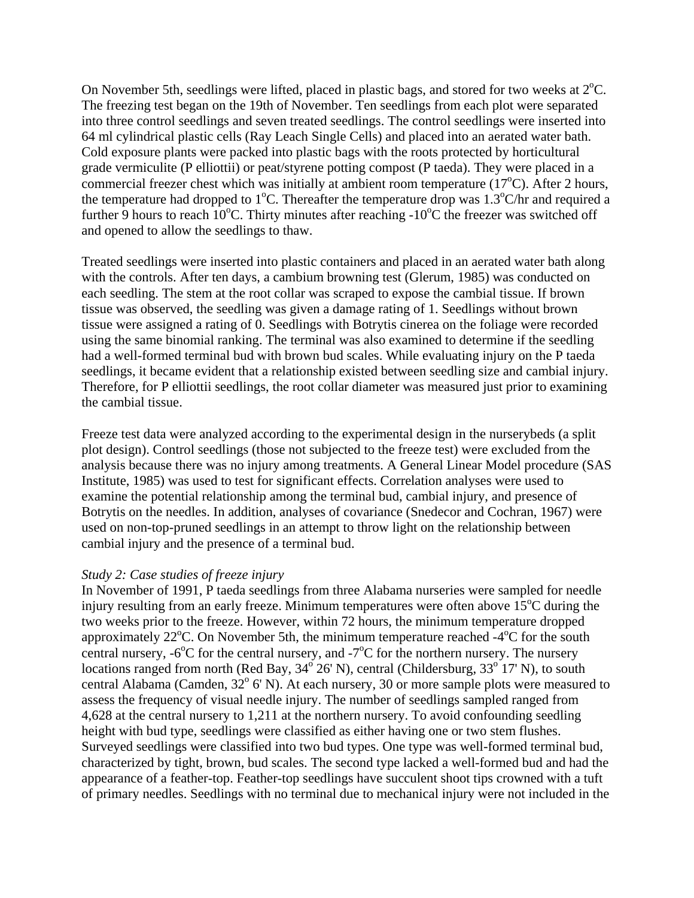On November 5th, seedlings were lifted, placed in plastic bags, and stored for two weeks at 2$^o$C. The freezing test began on the 19th of November. Ten seedlings from each plot were separated into three control seedlings and seven treated seedlings. The control seedlings were inserted into 64 ml cylindrical plastic cells (Ray Leach Single Cells) and placed into an aerated water bath. Cold exposure plants were packed into plastic bags with the roots protected by horticultural grade vermiculite (P elliottii) or peat/styrene potting compost (P taeda). They were placed in a commercial freezer chest which was initially at ambient room temperature (17$^o$C). After 2 hours, the temperature had dropped to 1$^o$C. Thereafter the temperature drop was 1.3$^o$C/hr and required a further 9 hours to reach 10$^o$C. Thirty minutes after reaching -10$^o$C the freezer was switched off and opened to allow the seedlings to thaw.

Treated seedlings were inserted into plastic containers and placed in an aerated water bath along with the controls. After ten days, a cambium browning test (Glerum, 1985) was conducted on each seedling. The stem at the root collar was scraped to expose the cambial tissue. If brown tissue was observed, the seedling was given a damage rating of 1. Seedlings without brown tissue were assigned a rating of 0. Seedlings with Botrytis cinerea on the foliage were recorded using the same binomial ranking. The terminal was also examined to determine if the seedling had a well-formed terminal bud with brown bud scales. While evaluating injury on the P taeda seedlings, it became evident that a relationship existed between seedling size and cambial injury. Therefore, for P elliottii seedlings, the root collar diameter was measured just prior to examining the cambial tissue.

Freeze test data were analyzed according to the experimental design in the nurserybeds (a split plot design). Control seedlings (those not subjected to the freeze test) were excluded from the analysis because there was no injury among treatments. A General Linear Model procedure (SAS Institute, 1985) was used to test for significant effects. Correlation analyses were used to examine the potential relationship among the terminal bud, cambial injury, and presence of Botrytis on the needles. In addition, analyses of covariance (Snedecor and Cochran, 1967) were used on non-top-pruned seedlings in an attempt to throw light on the relationship between cambial injury and the presence of a terminal bud.

*Study 2: Case studies of freeze injury*

In November of 1991, P taeda seedlings from three Alabama nurseries were sampled for needle injury resulting from an early freeze. Minimum temperatures were often above 15$^o$C during the two weeks prior to the freeze. However, within 72 hours, the minimum temperature dropped approximately 22$^o$C. On November 5th, the minimum temperature reached -4$^o$C for the south central nursery, -6$^o$C for the central nursery, and -7$^o$C for the northern nursery. The nursery locations ranged from north (Red Bay, 34$^o$ 26' N), central (Childersburg, 33$^o$ 17' N), to south central Alabama (Camden, 32$^o$ 6' N). At each nursery, 30 or more sample plots were measured to assess the frequency of visual needle injury. The number of seedlings sampled ranged from 4,628 at the central nursery to 1,211 at the northern nursery. To avoid confounding seedling height with bud type, seedlings were classified as either having one or two stem flushes. Surveyed seedlings were classified into two bud types. One type was well-formed terminal bud, characterized by tight, brown, bud scales. The second type lacked a well-formed bud and had the appearance of a feather-top. Feather-top seedlings have succulent shoot tips crowned with a tuft of primary needles. Seedlings with no terminal due to mechanical injury were not included in the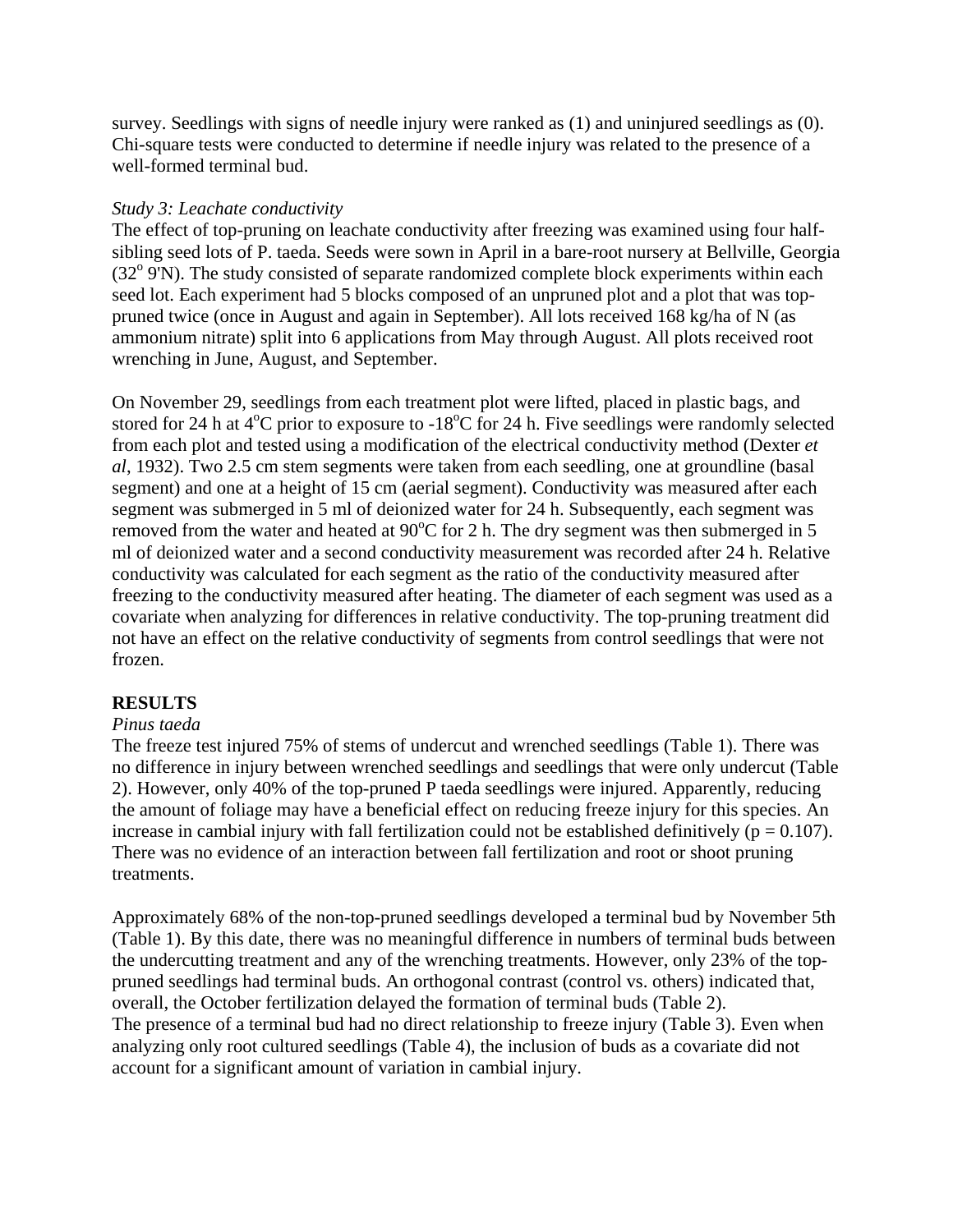survey. Seedlings with signs of needle injury were ranked as (1) and uninjured seedlings as (0). Chi-square tests were conducted to determine if needle injury was related to the presence of a well-formed terminal bud.

*Study 3: Leachate conductivity*

The effect of top-pruning on leachate conductivity after freezing was examined using four half-sibling seed lots of P. taeda. Seeds were sown in April in a bare-root nursery at Bellville, Georgia (32$^{o}$ 9'N). The study consisted of separate randomized complete block experiments within each seed lot. Each experiment had 5 blocks composed of an unpruned plot and a plot that was top-pruned twice (once in August and again in September). All lots received 168 kg/ha of N (as ammonium nitrate) split into 6 applications from May through August. All plots received root wrenching in June, August, and September.

On November 29, seedlings from each treatment plot were lifted, placed in plastic bags, and stored for 24 h at 4$^{o}$C prior to exposure to -18$^{o}$C for 24 h. Five seedlings were randomly selected from each plot and tested using a modification of the electrical conductivity method (Dexter *et al*, 1932). Two 2.5 cm stem segments were taken from each seedling, one at groundline (basal segment) and one at a height of 15 cm (aerial segment). Conductivity was measured after each segment was submerged in 5 ml of deionized water for 24 h. Subsequently, each segment was removed from the water and heated at 90$^{o}$C for 2 h. The dry segment was then submerged in 5 ml of deionized water and a second conductivity measurement was recorded after 24 h. Relative conductivity was calculated for each segment as the ratio of the conductivity measured after freezing to the conductivity measured after heating. The diameter of each segment was used as a covariate when analyzing for differences in relative conductivity. The top-pruning treatment did not have an effect on the relative conductivity of segments from control seedlings that were not frozen.

## RESULTS

*Pinus taeda*

The freeze test injured 75% of stems of undercut and wrenched seedlings (Table 1). There was no difference in injury between wrenched seedlings and seedlings that were only undercut (Table 2). However, only 40% of the top-pruned P taeda seedlings were injured. Apparently, reducing the amount of foliage may have a beneficial effect on reducing freeze injury for this species. An increase in cambial injury with fall fertilization could not be established definitively ($p = 0.107$). There was no evidence of an interaction between fall fertilization and root or shoot pruning treatments.

Approximately 68% of the non-top-pruned seedlings developed a terminal bud by November 5th (Table 1). By this date, there was no meaningful difference in numbers of terminal buds between the undercutting treatment and any of the wrenching treatments. However, only 23% of the top-pruned seedlings had terminal buds. An orthogonal contrast (control vs. others) indicated that, overall, the October fertilization delayed the formation of terminal buds (Table 2).

The presence of a terminal bud had no direct relationship to freeze injury (Table 3). Even when analyzing only root cultured seedlings (Table 4), the inclusion of buds as a covariate did not account for a significant amount of variation in cambial injury.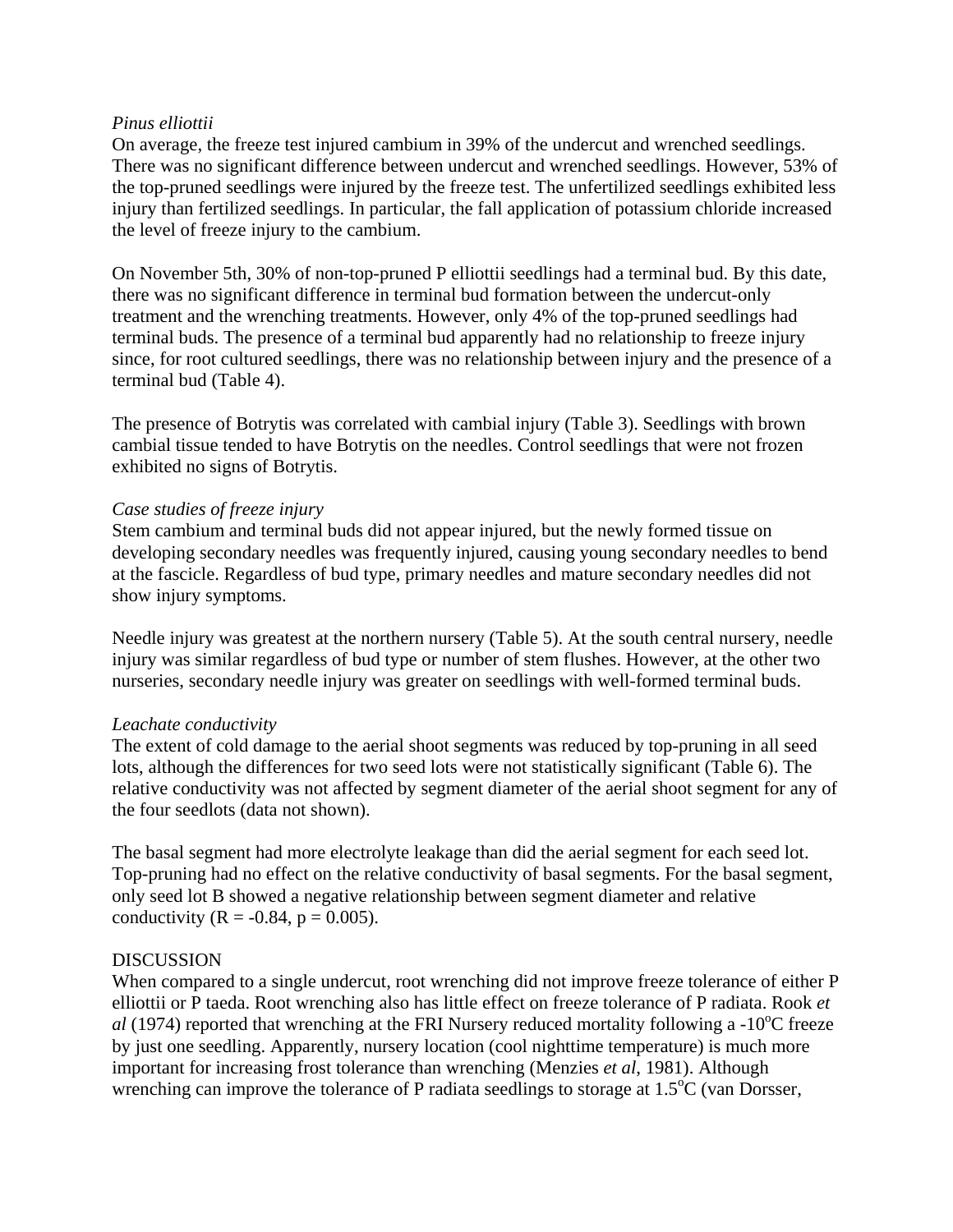*Pinus elliottii*

On average, the freeze test injured cambium in 39% of the undercut and wrenched seedlings. There was no significant difference between undercut and wrenched seedlings. However, 53% of the top-pruned seedlings were injured by the freeze test. The unfertilized seedlings exhibited less injury than fertilized seedlings. In particular, the fall application of potassium chloride increased the level of freeze injury to the cambium.

On November 5th, 30% of non-top-pruned P elliottii seedlings had a terminal bud. By this date, there was no significant difference in terminal bud formation between the undercut-only treatment and the wrenching treatments. However, only 4% of the top-pruned seedlings had terminal buds. The presence of a terminal bud apparently had no relationship to freeze injury since, for root cultured seedlings, there was no relationship between injury and the presence of a terminal bud (Table 4).

The presence of Botrytis was correlated with cambial injury (Table 3). Seedlings with brown cambial tissue tended to have Botrytis on the needles. Control seedlings that were not frozen exhibited no signs of Botrytis.

*Case studies of freeze injury*

Stem cambium and terminal buds did not appear injured, but the newly formed tissue on developing secondary needles was frequently injured, causing young secondary needles to bend at the fascicle. Regardless of bud type, primary needles and mature secondary needles did not show injury symptoms.

Needle injury was greatest at the northern nursery (Table 5). At the south central nursery, needle injury was similar regardless of bud type or number of stem flushes. However, at the other two nurseries, secondary needle injury was greater on seedlings with well-formed terminal buds.

*Leachate conductivity*

The extent of cold damage to the aerial shoot segments was reduced by top-pruning in all seed lots, although the differences for two seed lots were not statistically significant (Table 6). The relative conductivity was not affected by segment diameter of the aerial shoot segment for any of the four seedlots (data not shown).

The basal segment had more electrolyte leakage than did the aerial segment for each seed lot. Top-pruning had no effect on the relative conductivity of basal segments. For the basal segment, only seed lot B showed a negative relationship between segment diameter and relative conductivity ($R = -0.84$, $p = 0.005$).

DISCUSSION

When compared to a single undercut, root wrenching did not improve freeze tolerance of either P elliottii or P taeda. Root wrenching also has little effect on freeze tolerance of P radiata. Rook *et al* (1974) reported that wrenching at the FRI Nursery reduced mortality following a -10$^{o}$C freeze by just one seedling. Apparently, nursery location (cool nighttime temperature) is much more important for increasing frost tolerance than wrenching (Menzies *et al*, 1981). Although wrenching can improve the tolerance of P radiata seedlings to storage at 1.5$^{o}$C (van Dorsser,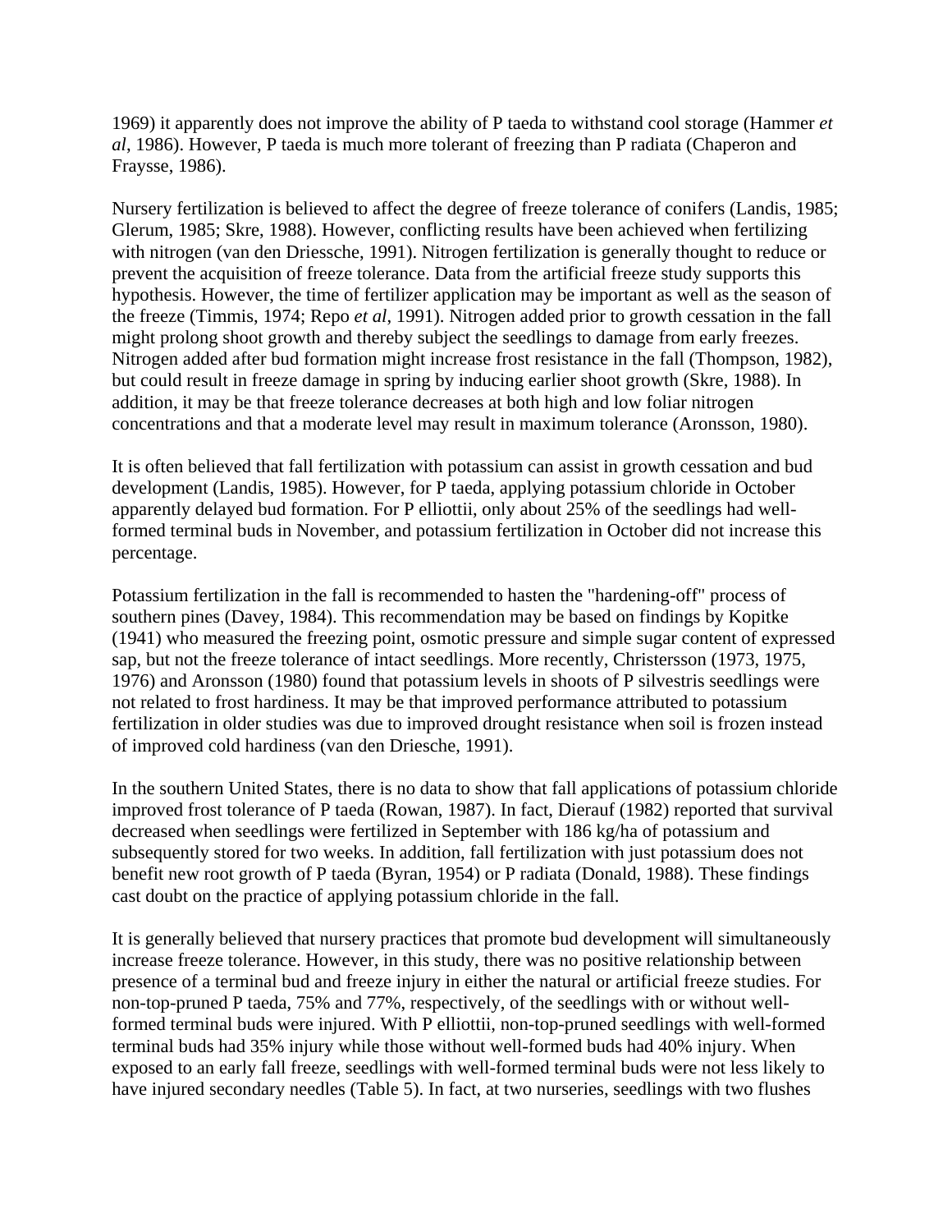1969) it apparently does not improve the ability of P taeda to withstand cool storage (Hammer *et al*, 1986). However, P taeda is much more tolerant of freezing than P radiata (Chaperon and Fraysse, 1986).

Nursery fertilization is believed to affect the degree of freeze tolerance of conifers (Landis, 1985; Glerum, 1985; Skre, 1988). However, conflicting results have been achieved when fertilizing with nitrogen (van den Driessche, 1991). Nitrogen fertilization is generally thought to reduce or prevent the acquisition of freeze tolerance. Data from the artificial freeze study supports this hypothesis. However, the time of fertilizer application may be important as well as the season of the freeze (Timmis, 1974; Repo *et al*, 1991). Nitrogen added prior to growth cessation in the fall might prolong shoot growth and thereby subject the seedlings to damage from early freezes. Nitrogen added after bud formation might increase frost resistance in the fall (Thompson, 1982), but could result in freeze damage in spring by inducing earlier shoot growth (Skre, 1988). In addition, it may be that freeze tolerance decreases at both high and low foliar nitrogen concentrations and that a moderate level may result in maximum tolerance (Aronsson, 1980).

It is often believed that fall fertilization with potassium can assist in growth cessation and bud development (Landis, 1985). However, for P taeda, applying potassium chloride in October apparently delayed bud formation. For P elliottii, only about 25% of the seedlings had well-formed terminal buds in November, and potassium fertilization in October did not increase this percentage.

Potassium fertilization in the fall is recommended to hasten the "hardening-off" process of southern pines (Davey, 1984). This recommendation may be based on findings by Kopitke (1941) who measured the freezing point, osmotic pressure and simple sugar content of expressed sap, but not the freeze tolerance of intact seedlings. More recently, Christersson (1973, 1975, 1976) and Aronsson (1980) found that potassium levels in shoots of P silvestris seedlings were not related to frost hardiness. It may be that improved performance attributed to potassium fertilization in older studies was due to improved drought resistance when soil is frozen instead of improved cold hardiness (van den Driesche, 1991).

In the southern United States, there is no data to show that fall applications of potassium chloride improved frost tolerance of P taeda (Rowan, 1987). In fact, Dierauf (1982) reported that survival decreased when seedlings were fertilized in September with 186 kg/ha of potassium and subsequently stored for two weeks. In addition, fall fertilization with just potassium does not benefit new root growth of P taeda (Byran, 1954) or P radiata (Donald, 1988). These findings cast doubt on the practice of applying potassium chloride in the fall.

It is generally believed that nursery practices that promote bud development will simultaneously increase freeze tolerance. However, in this study, there was no positive relationship between presence of a terminal bud and freeze injury in either the natural or artificial freeze studies. For non-top-pruned P taeda, 75% and 77%, respectively, of the seedlings with or without well-formed terminal buds were injured. With P elliottii, non-top-pruned seedlings with well-formed terminal buds had 35% injury while those without well-formed buds had 40% injury. When exposed to an early fall freeze, seedlings with well-formed terminal buds were not less likely to have injured secondary needles (Table 5). In fact, at two nurseries, seedlings with two flushes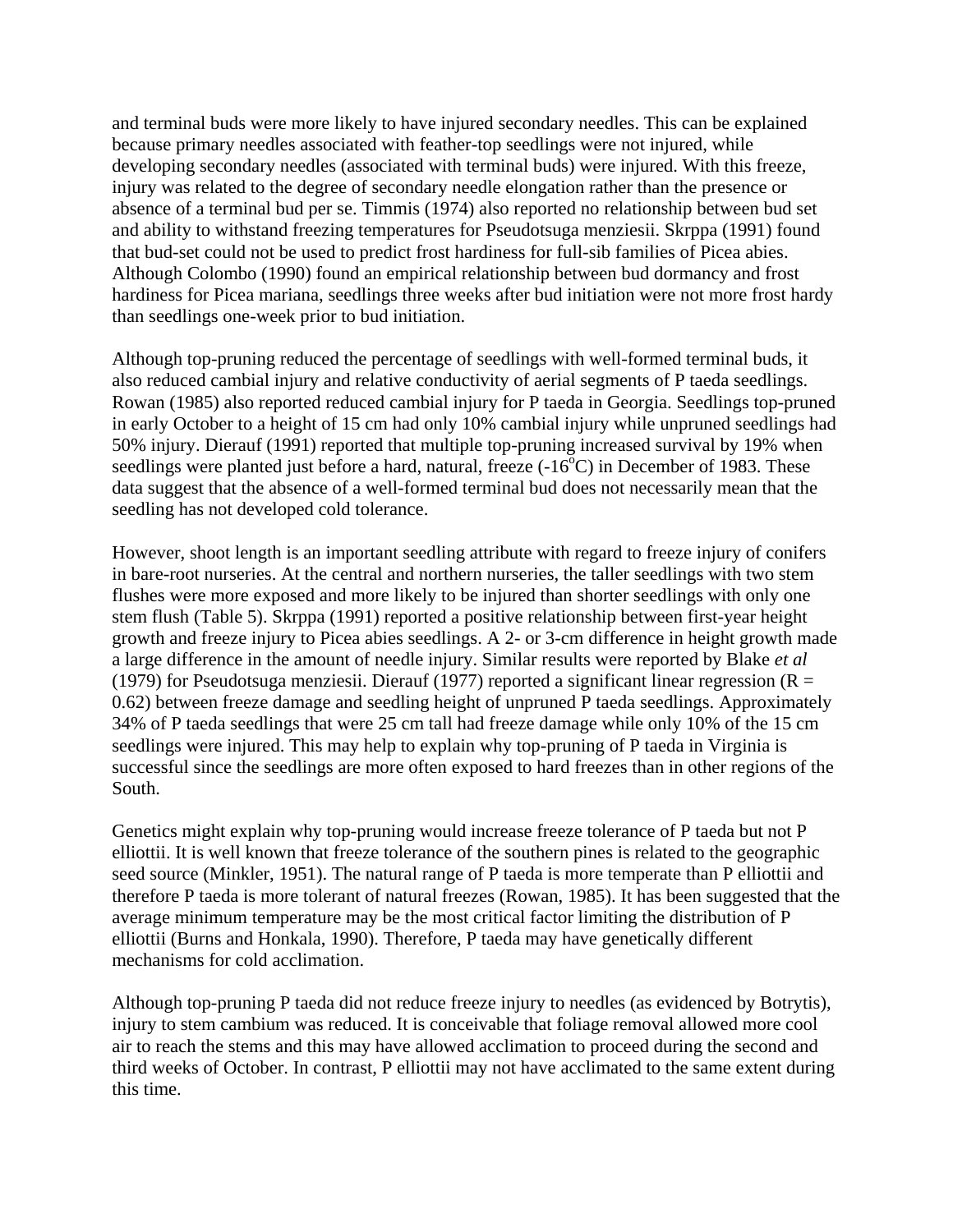and terminal buds were more likely to have injured secondary needles. This can be explained because primary needles associated with feather-top seedlings were not injured, while developing secondary needles (associated with terminal buds) were injured. With this freeze, injury was related to the degree of secondary needle elongation rather than the presence or absence of a terminal bud per se. Timmis (1974) also reported no relationship between bud set and ability to withstand freezing temperatures for Pseudotsuga menziesii. Skrppa (1991) found that bud-set could not be used to predict frost hardiness for full-sib families of Picea abies. Although Colombo (1990) found an empirical relationship between bud dormancy and frost hardiness for Picea mariana, seedlings three weeks after bud initiation were not more frost hardy than seedlings one-week prior to bud initiation.

Although top-pruning reduced the percentage of seedlings with well-formed terminal buds, it also reduced cambial injury and relative conductivity of aerial segments of P taeda seedlings. Rowan (1985) also reported reduced cambial injury for P taeda in Georgia. Seedlings top-pruned in early October to a height of 15 cm had only 10% cambial injury while unpruned seedlings had 50% injury. Dierauf (1991) reported that multiple top-pruning increased survival by 19% when seedlings were planted just before a hard, natural, freeze (-16$^{o}$C) in December of 1983. These data suggest that the absence of a well-formed terminal bud does not necessarily mean that the seedling has not developed cold tolerance.

However, shoot length is an important seedling attribute with regard to freeze injury of conifers in bare-root nurseries. At the central and northern nurseries, the taller seedlings with two stem flushes were more exposed and more likely to be injured than shorter seedlings with only one stem flush (Table 5). Skrppa (1991) reported a positive relationship between first-year height growth and freeze injury to Picea abies seedlings. A 2- or 3-cm difference in height growth made a large difference in the amount of needle injury. Similar results were reported by Blake *et al* (1979) for Pseudotsuga menziesii. Dierauf (1977) reported a significant linear regression ($R = 0.62$) between freeze damage and seedling height of unpruned P taeda seedlings. Approximately 34% of P taeda seedlings that were 25 cm tall had freeze damage while only 10% of the 15 cm seedlings were injured. This may help to explain why top-pruning of P taeda in Virginia is successful since the seedlings are more often exposed to hard freezes than in other regions of the South.

Genetics might explain why top-pruning would increase freeze tolerance of P taeda but not P elliottii. It is well known that freeze tolerance of the southern pines is related to the geographic seed source (Minkler, 1951). The natural range of P taeda is more temperate than P elliottii and therefore P taeda is more tolerant of natural freezes (Rowan, 1985). It has been suggested that the average minimum temperature may be the most critical factor limiting the distribution of P elliottii (Burns and Honkala, 1990). Therefore, P taeda may have genetically different mechanisms for cold acclimation.

Although top-pruning P taeda did not reduce freeze injury to needles (as evidenced by Botrytis), injury to stem cambium was reduced. It is conceivable that foliage removal allowed more cool air to reach the stems and this may have allowed acclimation to proceed during the second and third weeks of October. In contrast, P elliottii may not have acclimated to the same extent during this time.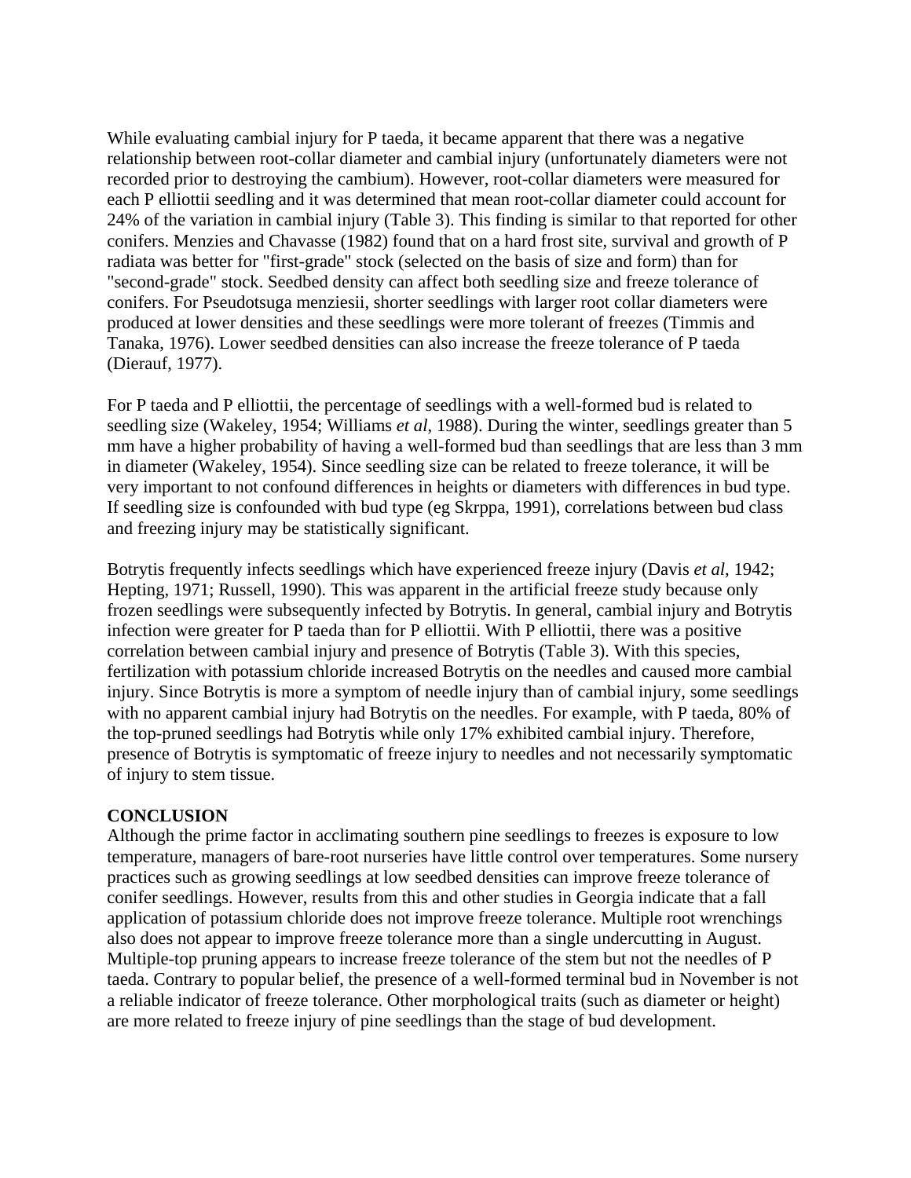While evaluating cambial injury for P taeda, it became apparent that there was a negative relationship between root-collar diameter and cambial injury (unfortunately diameters were not recorded prior to destroying the cambium). However, root-collar diameters were measured for each P elliottii seedling and it was determined that mean root-collar diameter could account for 24% of the variation in cambial injury (Table 3). This finding is similar to that reported for other conifers. Menzies and Chavasse (1982) found that on a hard frost site, survival and growth of P radiata was better for "first-grade" stock (selected on the basis of size and form) than for "second-grade" stock. Seedbed density can affect both seedling size and freeze tolerance of conifers. For Pseudotsuga menziesii, shorter seedlings with larger root collar diameters were produced at lower densities and these seedlings were more tolerant of freezes (Timmis and Tanaka, 1976). Lower seedbed densities can also increase the freeze tolerance of P taeda (Dierauf, 1977).

For P taeda and P elliottii, the percentage of seedlings with a well-formed bud is related to seedling size (Wakeley, 1954; Williams *et al*, 1988). During the winter, seedlings greater than 5 mm have a higher probability of having a well-formed bud than seedlings that are less than 3 mm in diameter (Wakeley, 1954). Since seedling size can be related to freeze tolerance, it will be very important to not confound differences in heights or diameters with differences in bud type. If seedling size is confounded with bud type (eg Skrppa, 1991), correlations between bud class and freezing injury may be statistically significant.

Botrytis frequently infects seedlings which have experienced freeze injury (Davis *et al*, 1942; Hepting, 1971; Russell, 1990). This was apparent in the artificial freeze study because only frozen seedlings were subsequently infected by Botrytis. In general, cambial injury and Botrytis infection were greater for P taeda than for P elliottii. With P elliottii, there was a positive correlation between cambial injury and presence of Botrytis (Table 3). With this species, fertilization with potassium chloride increased Botrytis on the needles and caused more cambial injury. Since Botrytis is more a symptom of needle injury than of cambial injury, some seedlings with no apparent cambial injury had Botrytis on the needles. For example, with P taeda, 80% of the top-pruned seedlings had Botrytis while only 17% exhibited cambial injury. Therefore, presence of Botrytis is symptomatic of freeze injury to needles and not necessarily symptomatic of injury to stem tissue.

## CONCLUSION

Although the prime factor in acclimating southern pine seedlings to freezes is exposure to low temperature, managers of bare-root nurseries have little control over temperatures. Some nursery practices such as growing seedlings at low seedbed densities can improve freeze tolerance of conifer seedlings. However, results from this and other studies in Georgia indicate that a fall application of potassium chloride does not improve freeze tolerance. Multiple root wrenchings also does not appear to improve freeze tolerance more than a single undercutting in August. Multiple-top pruning appears to increase freeze tolerance of the stem but not the needles of P taeda. Contrary to popular belief, the presence of a well-formed terminal bud in November is not a reliable indicator of freeze tolerance. Other morphological traits (such as diameter or height) are more related to freeze injury of pine seedlings than the stage of bud development.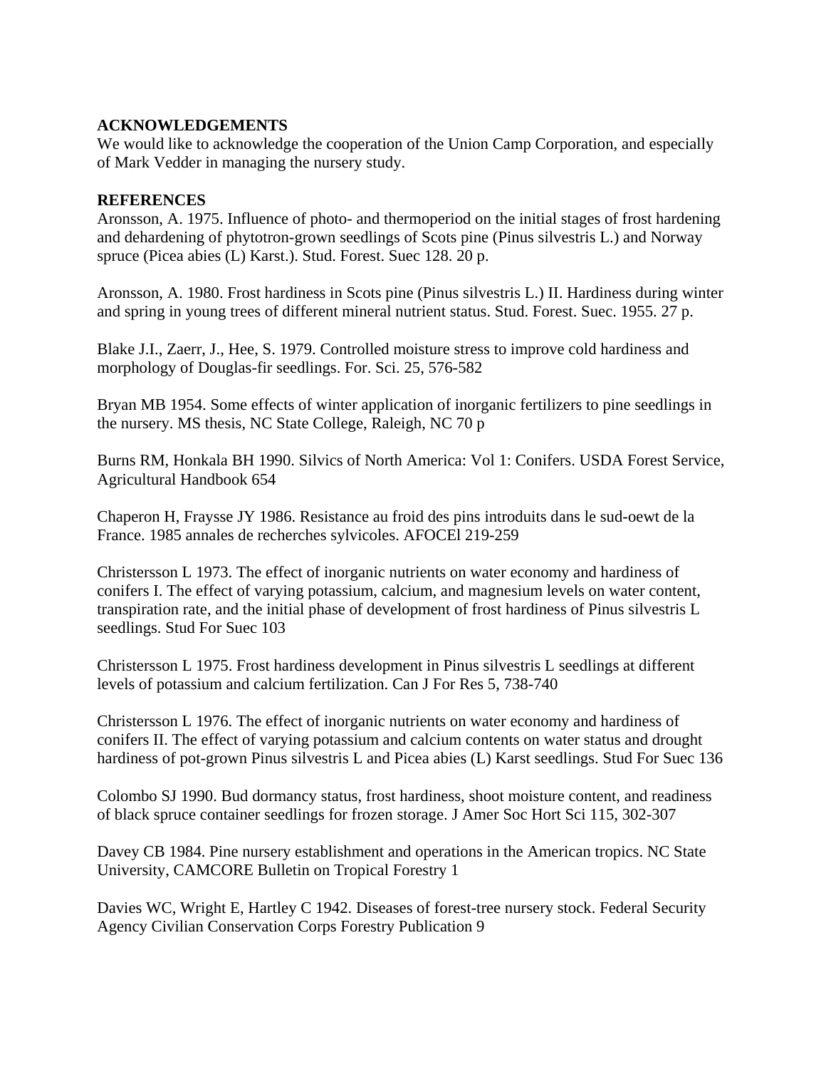## ACKNOWLEDGEMENTS

We would like to acknowledge the cooperation of the Union Camp Corporation, and especially of Mark Vedder in managing the nursery study.

## REFERENCES

Aronsson, A. 1975. Influence of photo- and thermoperiod on the initial stages of frost hardening and dehardening of phytotron-grown seedlings of Scots pine (Pinus silvestris L.) and Norway spruce (Picea abies (L) Karst.). Stud. Forest. Suec 128. 20 p.

Aronsson, A. 1980. Frost hardiness in Scots pine (Pinus silvestris L.) II. Hardiness during winter and spring in young trees of different mineral nutrient status. Stud. Forest. Suec. 1955. 27 p.

Blake J.I., Zaerr, J., Hee, S. 1979. Controlled moisture stress to improve cold hardiness and morphology of Douglas-fir seedlings. For. Sci. 25, 576-582

Bryan MB 1954. Some effects of winter application of inorganic fertilizers to pine seedlings in the nursery. MS thesis, NC State College, Raleigh, NC 70 p

Burns RM, Honkala BH 1990. Silvics of North America: Vol 1: Conifers. USDA Forest Service, Agricultural Handbook 654

Chaperon H, Fraysse JY 1986. Resistance au froid des pins introduits dans le sud-oewt de la France. 1985 annales de recherches sylvicoles. AFOCEl 219-259

Christersson L 1973. The effect of inorganic nutrients on water economy and hardiness of conifers I. The effect of varying potassium, calcium, and magnesium levels on water content, transpiration rate, and the initial phase of development of frost hardiness of Pinus silvestris L seedlings. Stud For Suec 103

Christersson L 1975. Frost hardiness development in Pinus silvestris L seedlings at different levels of potassium and calcium fertilization. Can J For Res 5, 738-740

Christersson L 1976. The effect of inorganic nutrients on water economy and hardiness of conifers II. The effect of varying potassium and calcium contents on water status and drought hardiness of pot-grown Pinus silvestris L and Picea abies (L) Karst seedlings. Stud For Suec 136

Colombo SJ 1990. Bud dormancy status, frost hardiness, shoot moisture content, and readiness of black spruce container seedlings for frozen storage. J Amer Soc Hort Sci 115, 302-307

Davey CB 1984. Pine nursery establishment and operations in the American tropics. NC State University, CAMCORE Bulletin on Tropical Forestry 1

Davies WC, Wright E, Hartley C 1942. Diseases of forest-tree nursery stock. Federal Security Agency Civilian Conservation Corps Forestry Publication 9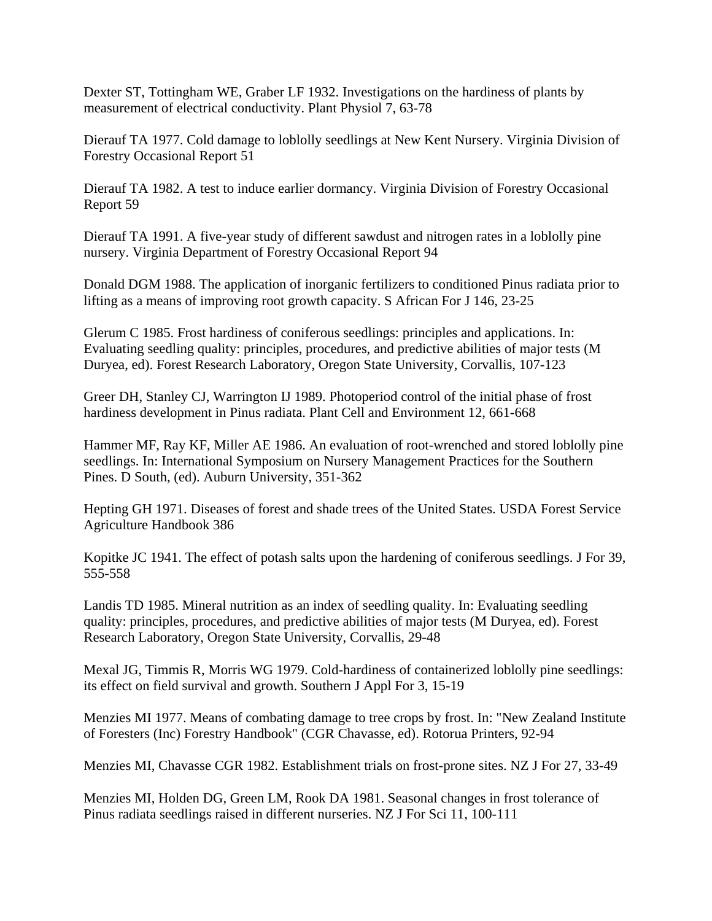Dexter ST, Tottingham WE, Graber LF 1932. Investigations on the hardiness of plants by measurement of electrical conductivity. Plant Physiol 7, 63-78

Dierauf TA 1977. Cold damage to loblolly seedlings at New Kent Nursery. Virginia Division of Forestry Occasional Report 51

Dierauf TA 1982. A test to induce earlier dormancy. Virginia Division of Forestry Occasional Report 59

Dierauf TA 1991. A five-year study of different sawdust and nitrogen rates in a loblolly pine nursery. Virginia Department of Forestry Occasional Report 94

Donald DGM 1988. The application of inorganic fertilizers to conditioned Pinus radiata prior to lifting as a means of improving root growth capacity. S African For J 146, 23-25

Glerum C 1985. Frost hardiness of coniferous seedlings: principles and applications. In: Evaluating seedling quality: principles, procedures, and predictive abilities of major tests (M Duryea, ed). Forest Research Laboratory, Oregon State University, Corvallis, 107-123

Greer DH, Stanley CJ, Warrington IJ 1989. Photoperiod control of the initial phase of frost hardiness development in Pinus radiata. Plant Cell and Environment 12, 661-668

Hammer MF, Ray KF, Miller AE 1986. An evaluation of root-wrenched and stored loblolly pine seedlings. In: International Symposium on Nursery Management Practices for the Southern Pines. D South, (ed). Auburn University, 351-362

Hepting GH 1971. Diseases of forest and shade trees of the United States. USDA Forest Service Agriculture Handbook 386

Kopitke JC 1941. The effect of potash salts upon the hardening of coniferous seedlings. J For 39, 555-558

Landis TD 1985. Mineral nutrition as an index of seedling quality. In: Evaluating seedling quality: principles, procedures, and predictive abilities of major tests (M Duryea, ed). Forest Research Laboratory, Oregon State University, Corvallis, 29-48

Mexal JG, Timmis R, Morris WG 1979. Cold-hardiness of containerized loblolly pine seedlings: its effect on field survival and growth. Southern J Appl For 3, 15-19

Menzies MI 1977. Means of combating damage to tree crops by frost. In: "New Zealand Institute of Foresters (Inc) Forestry Handbook" (CGR Chavasse, ed). Rotorua Printers, 92-94

Menzies MI, Chavasse CGR 1982. Establishment trials on frost-prone sites. NZ J For 27, 33-49

Menzies MI, Holden DG, Green LM, Rook DA 1981. Seasonal changes in frost tolerance of Pinus radiata seedlings raised in different nurseries. NZ J For Sci 11, 100-111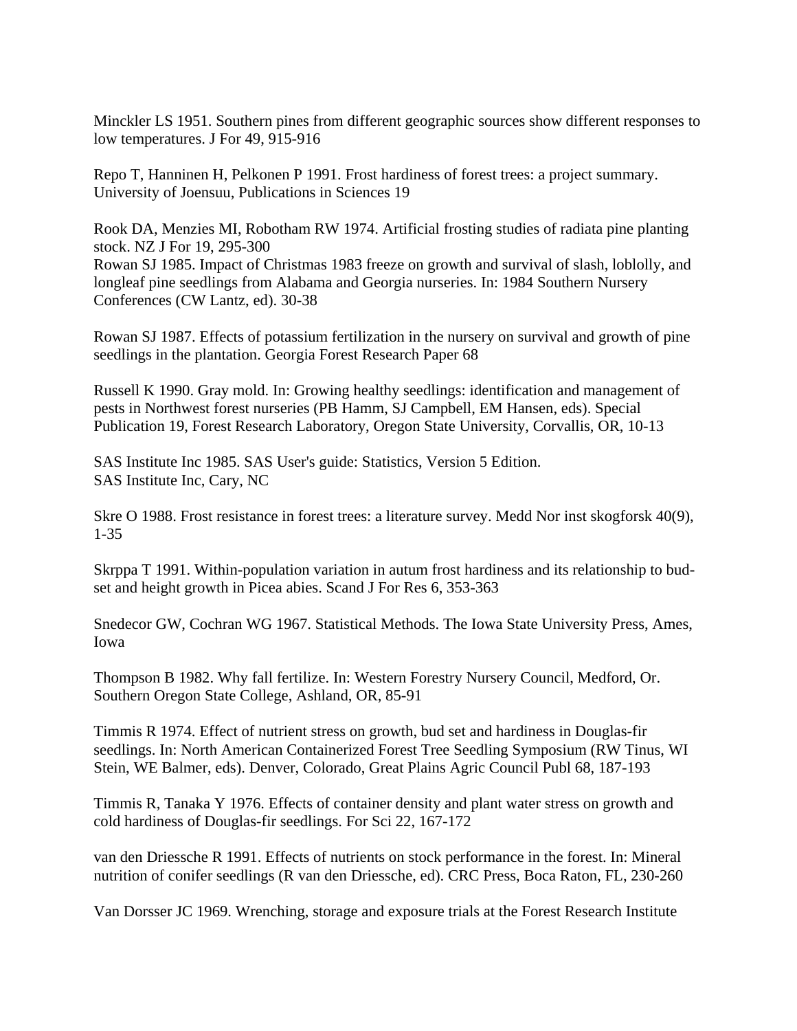Minckler LS 1951. Southern pines from different geographic sources show different responses to low temperatures. J For 49, 915-916

Repo T, Hanninen H, Pelkonen P 1991. Frost hardiness of forest trees: a project summary. University of Joensuu, Publications in Sciences 19

Rook DA, Menzies MI, Robotham RW 1974. Artificial frosting studies of radiata pine planting stock. NZ J For 19, 295-300

Rowan SJ 1985. Impact of Christmas 1983 freeze on growth and survival of slash, loblolly, and longleaf pine seedlings from Alabama and Georgia nurseries. In: 1984 Southern Nursery Conferences (CW Lantz, ed). 30-38

Rowan SJ 1987. Effects of potassium fertilization in the nursery on survival and growth of pine seedlings in the plantation. Georgia Forest Research Paper 68

Russell K 1990. Gray mold. In: Growing healthy seedlings: identification and management of pests in Northwest forest nurseries (PB Hamm, SJ Campbell, EM Hansen, eds). Special Publication 19, Forest Research Laboratory, Oregon State University, Corvallis, OR, 10-13

SAS Institute Inc 1985. SAS User's guide: Statistics, Version 5 Edition. SAS Institute Inc, Cary, NC

Skre O 1988. Frost resistance in forest trees: a literature survey. Medd Nor inst skogforsk 40(9), 1-35

Skrppa T 1991. Within-population variation in autum frost hardiness and its relationship to bud-set and height growth in Picea abies. Scand J For Res 6, 353-363

Snedecor GW, Cochran WG 1967. Statistical Methods. The Iowa State University Press, Ames, Iowa

Thompson B 1982. Why fall fertilize. In: Western Forestry Nursery Council, Medford, Or. Southern Oregon State College, Ashland, OR, 85-91

Timmis R 1974. Effect of nutrient stress on growth, bud set and hardiness in Douglas-fir seedlings. In: North American Containerized Forest Tree Seedling Symposium (RW Tinus, WI Stein, WE Balmer, eds). Denver, Colorado, Great Plains Agric Council Publ 68, 187-193

Timmis R, Tanaka Y 1976. Effects of container density and plant water stress on growth and cold hardiness of Douglas-fir seedlings. For Sci 22, 167-172

van den Driessche R 1991. Effects of nutrients on stock performance in the forest. In: Mineral nutrition of conifer seedlings (R van den Driessche, ed). CRC Press, Boca Raton, FL, 230-260

Van Dorsser JC 1969. Wrenching, storage and exposure trials at the Forest Research Institute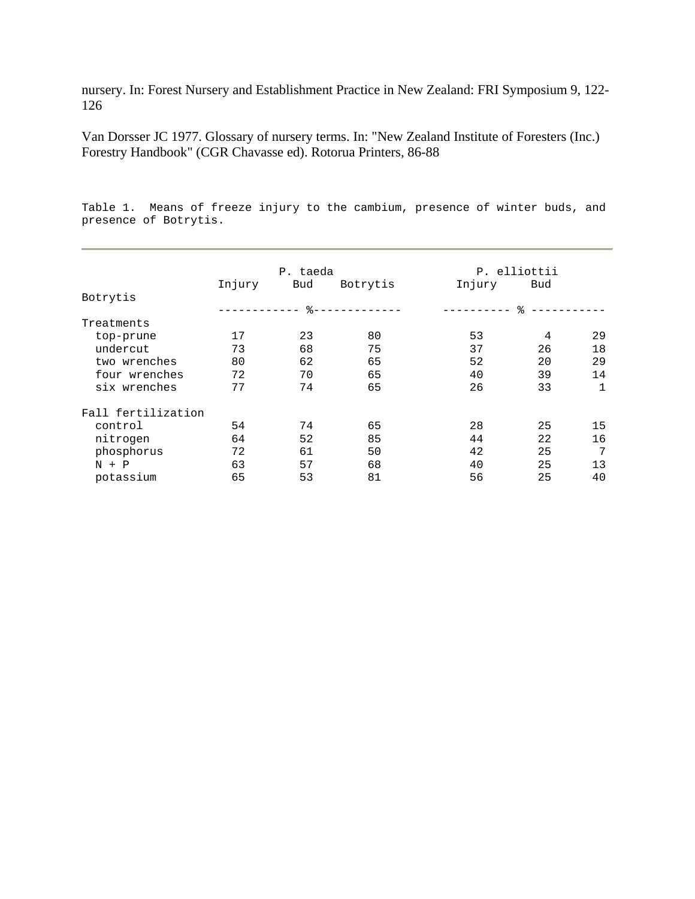nursery. In: Forest Nursery and Establishment Practice in New Zealand: FRI Symposium 9, 122-126

Van Dorsser JC 1977. Glossary of nursery terms. In: "New Zealand Institute of Foresters (Inc.) Forestry Handbook" (CGR Chavasse ed). Rotorua Printers, 86-88

Table 1. Means of freeze injury to the cambium, presence of winter buds, and presence of Botrytis.

| | P. taeda | | | P. elliottii | | |
|---|---|---|---|---|---|---|
| | Injury | Bud | Botrytis | Injury | Bud | Botrytis |
| | % | | | % | | |
| **Treatments** | | | | | | |
| top-prune | 17 | 23 | 80 | 53 | 4 | 29 |
| undercut | 73 | 68 | 75 | 37 | 26 | 18 |
| two wrenches | 80 | 62 | 65 | 52 | 20 | 29 |
| four wrenches | 72 | 70 | 65 | 40 | 39 | 14 |
| six wrenches | 77 | 74 | 65 | 26 | 33 | 1 |
| **Fall fertilization** | | | | | | |
| control | 54 | 74 | 65 | 28 | 25 | 15 |
| nitrogen | 64 | 52 | 85 | 44 | 22 | 16 |
| phosphorus | 72 | 61 | 50 | 42 | 25 | 7 |
| N + P | 63 | 57 | 68 | 40 | 25 | 13 |
| potassium | 65 | 53 | 81 | 56 | 25 | 40 |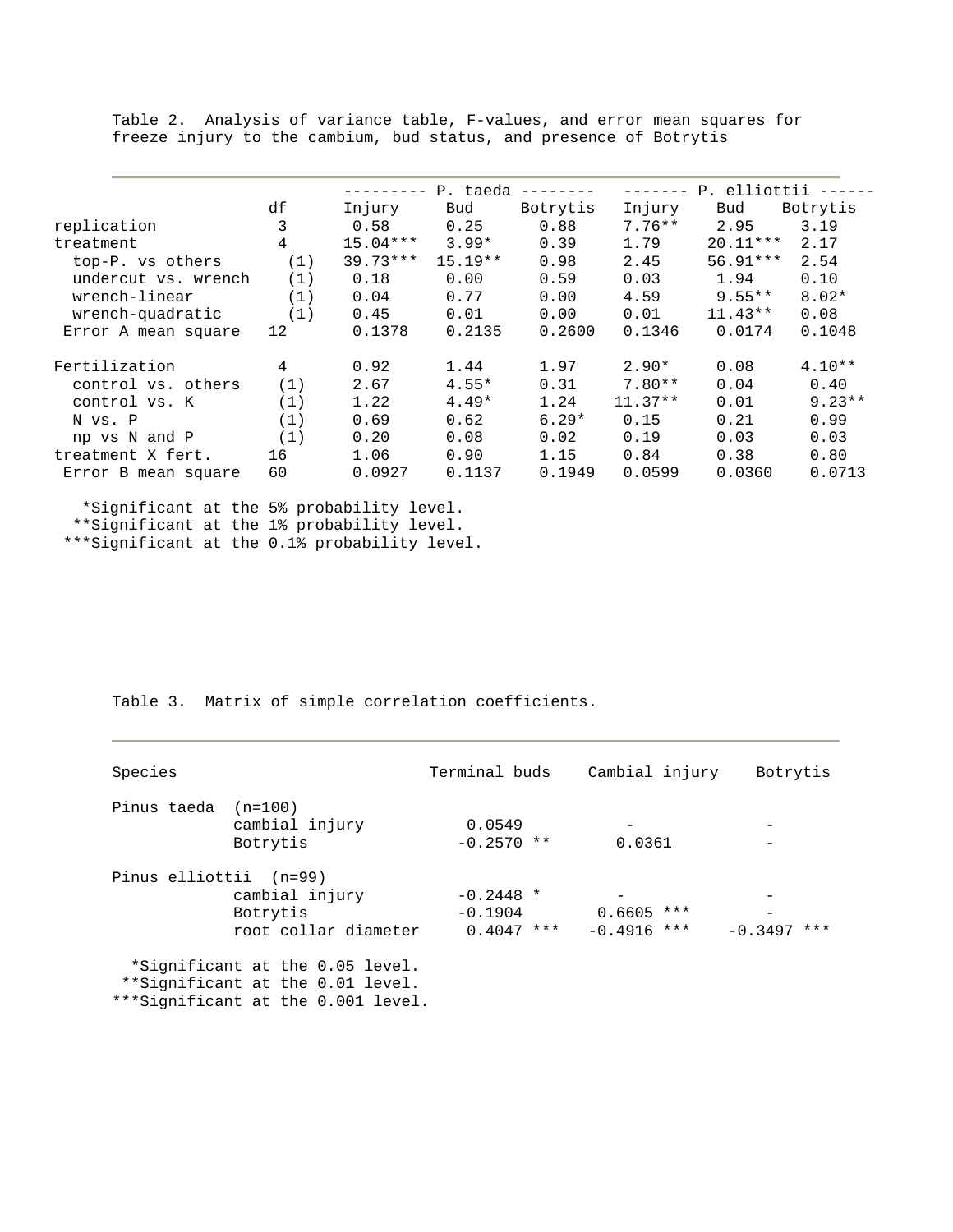Table 2. Analysis of variance table, F-values, and error mean squares for freeze injury to the cambium, bud status, and presence of Botrytis

| | df | *P. taeda* Injury | *P. taeda* Bud | *P. taeda* Botrytis | *P. elliottii* Injury | *P. elliottii* Bud | *P. elliottii* Botrytis |
|---|---|---|---|---|---|---|---|
| replication | 3 | 0.58 | 0.25 | 0.88 | 7.76** | 2.95 | 3.19 |
| treatment | 4 | 15.04*** | 3.99* | 0.39 | 1.79 | 20.11*** | 2.17 |
| top-P. vs others | (1) | 39.73*** | 15.19** | 0.98 | 2.45 | 56.91*** | 2.54 |
| undercut vs. wrench | (1) | 0.18 | 0.00 | 0.59 | 0.03 | 1.94 | 0.10 |
| wrench-linear | (1) | 0.04 | 0.77 | 0.00 | 4.59 | 9.55** | 8.02* |
| wrench-quadratic | (1) | 0.45 | 0.01 | 0.00 | 0.01 | 11.43** | 0.08 |
| Error A mean square | 12 | 0.1378 | 0.2135 | 0.2600 | 0.1346 | 0.0174 | 0.1048 |
| Fertilization | 4 | 0.92 | 1.44 | 1.97 | 2.90* | 0.08 | 4.10** |
| control vs. others | (1) | 2.67 | 4.55* | 0.31 | 7.80** | 0.04 | 0.40 |
| control vs. K | (1) | 1.22 | 4.49* | 1.24 | 11.37** | 0.01 | 9.23** |
| N vs. P | (1) | 0.69 | 0.62 | 6.29* | 0.15 | 0.21 | 0.99 |
| np vs N and P | (1) | 0.20 | 0.08 | 0.02 | 0.19 | 0.03 | 0.03 |
| treatment X fert. | 16 | 1.06 | 0.90 | 1.15 | 0.84 | 0.38 | 0.80 |
| Error B mean square | 60 | 0.0927 | 0.1137 | 0.1949 | 0.0599 | 0.0360 | 0.0713 |

*Significant at the 5% probability level.
**Significant at the 1% probability level.
***Significant at the 0.1% probability level.

Table 3. Matrix of simple correlation coefficients.

| Species | | Terminal buds | Cambial injury | Botrytis |
|---|---|---|---|---|
| *Pinus taeda* (n=100) | | | | |
| | cambial injury | 0.0549 | - | - |
| | Botrytis | -0.2570 ** | 0.0361 | - |
| *Pinus elliottii* (n=99) | | | | |
| | cambial injury | -0.2448 * | - | - |
| | Botrytis | -0.1904 | 0.6605 *** | - |
| | root collar diameter | 0.4047 *** | -0.4916 *** | -0.3497 *** |

*Significant at the 0.05 level.
**Significant at the 0.01 level.
***Significant at the 0.001 level.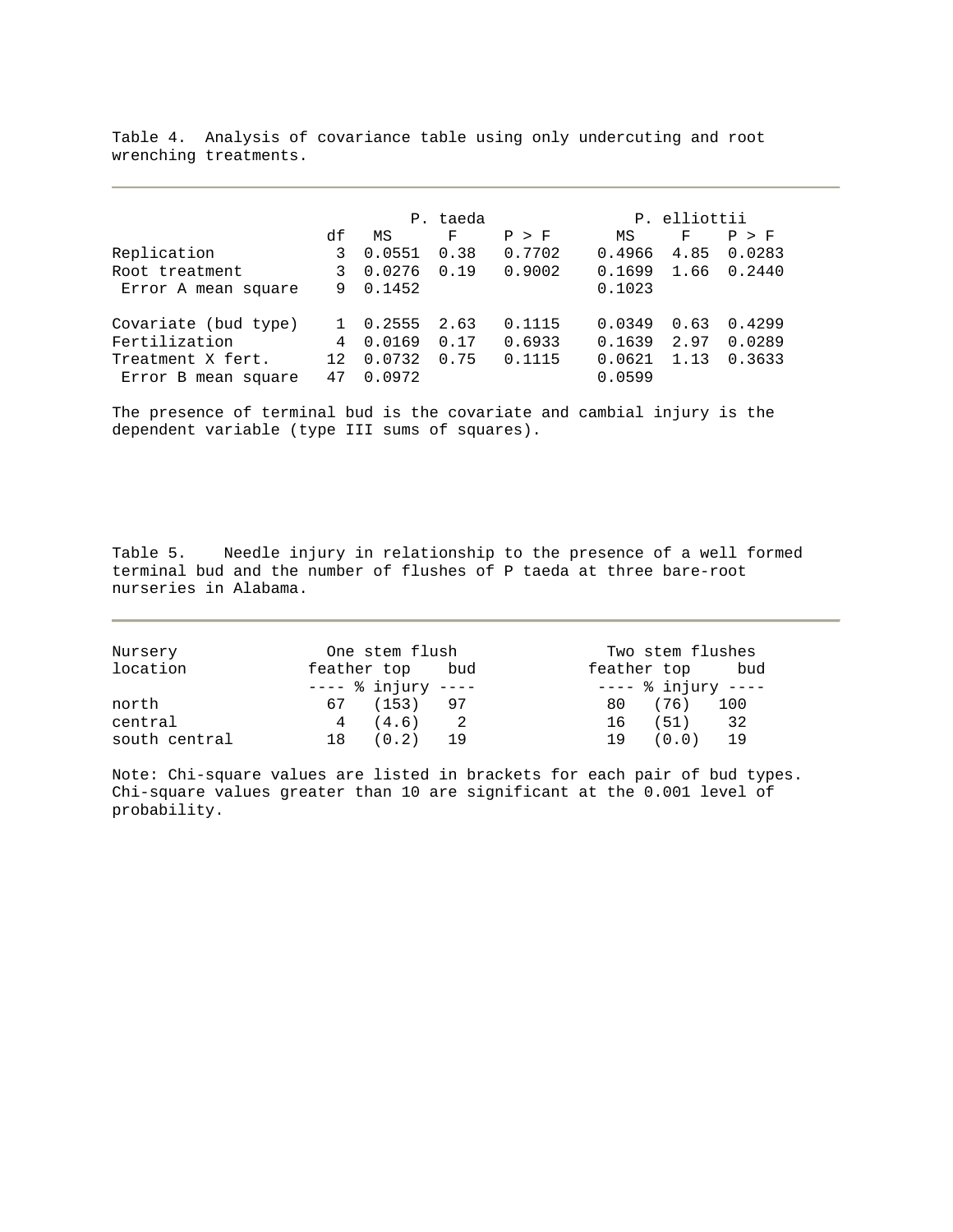Table 4. Analysis of covariance table using only undercuting and root wrenching treatments.

| | | *P. taeda* | | | *P. elliottii* | | |
|---|---|---|---|---|---|---|---|
| | df | MS | F | P > F | MS | F | P > F |
| Replication | 3 | 0.0551 | 0.38 | 0.7702 | 0.4966 | 4.85 | 0.0283 |
| Root treatment | 3 | 0.0276 | 0.19 | 0.9002 | 0.1699 | 1.66 | 0.2440 |
| Error A mean square | 9 | 0.1452 | | | 0.1023 | | |
| Covariate (bud type) | 1 | 0.2555 | 2.63 | 0.1115 | 0.0349 | 0.63 | 0.4299 |
| Fertilization | 4 | 0.0169 | 0.17 | 0.6933 | 0.1639 | 2.97 | 0.0289 |
| Treatment X fert. | 12 | 0.0732 | 0.75 | 0.1115 | 0.0621 | 1.13 | 0.3633 |
| Error B mean square | 47 | 0.0972 | | | 0.0599 | | |

The presence of terminal bud is the covariate and cambial injury is the dependent variable (type III sums of squares).

Table 5. Needle injury in relationship to the presence of a well formed terminal bud and the number of flushes of P taeda at three bare-root nurseries in Alabama.

| Nursery location | One stem flush | | | Two stem flushes | | |
|---|---|---|---|---|---|---|
| | feather top | | bud | feather top | | bud |
| | ---- % injury ---- | | | ---- % injury ---- | | |
| north | 67 | (153) | 97 | 80 | (76) | 100 |
| central | 4 | (4.6) | 2 | 16 | (51) | 32 |
| south central | 18 | (0.2) | 19 | 19 | (0.0) | 19 |

Note: Chi-square values are listed in brackets for each pair of bud types. Chi-square values greater than 10 are significant at the 0.001 level of probability.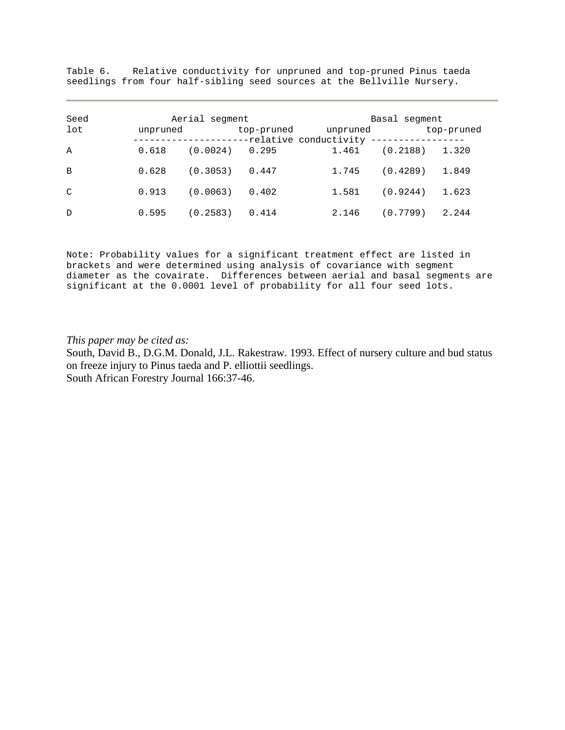Table 6. Relative conductivity for unpruned and top-pruned Pinus taeda seedlings from four half-sibling seed sources at the Bellville Nursery.

| Seed lot | Aerial segment | | | Basal segment | | |
|---|---|---|---|---|---|---|
| | unpruned | | top-pruned | unpruned | | top-pruned |
| | ---relative conductivity--- | | | | | |
| A | 0.618 | (0.0024) | 0.295 | 1.461 | (0.2188) | 1.320 |
| B | 0.628 | (0.3053) | 0.447 | 1.745 | (0.4289) | 1.849 |
| C | 0.913 | (0.0063) | 0.402 | 1.581 | (0.9244) | 1.623 |
| D | 0.595 | (0.2583) | 0.414 | 2.146 | (0.7799) | 2.244 |

Note: Probability values for a significant treatment effect are listed in brackets and were determined using analysis of covariance with segment diameter as the covairate. Differences between aerial and basal segments are significant at the 0.0001 level of probability for all four seed lots.

*This paper may be cited as:*

South, David B., D.G.M. Donald, J.L. Rakestraw. 1993. Effect of nursery culture and bud status on freeze injury to Pinus taeda and P. elliottii seedlings.
South African Forestry Journal 166:37-46.